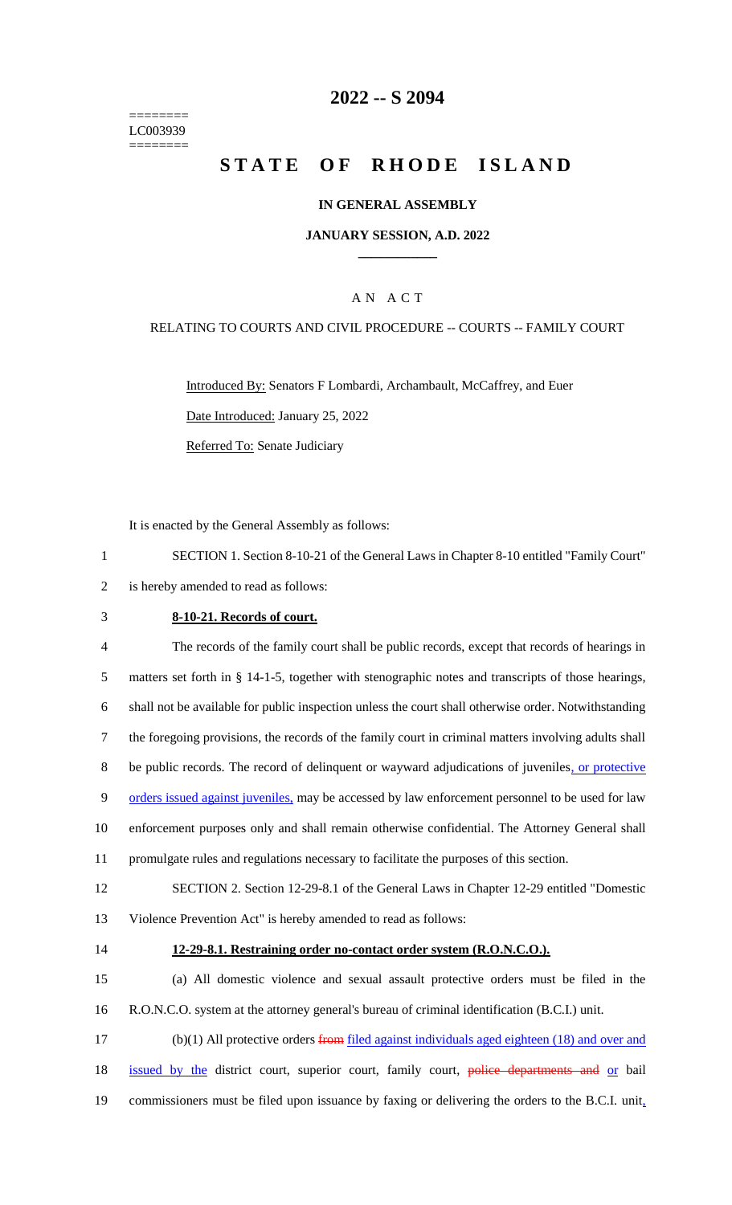========
LC003939
========

# 2022 -- S 2094

# STATE OF RHODE ISLAND

**IN GENERAL ASSEMBLY**

**JANUARY SESSION, A.D. 2022**

A N A C T

RELATING TO COURTS AND CIVIL PROCEDURE -- COURTS -- FAMILY COURT

Introduced By: Senators F Lombardi, Archambault, McCaffrey, and Euer

Date Introduced: January 25, 2022

Referred To: Senate Judiciary

It is enacted by the General Assembly as follows:

1 SECTION 1. Section 8-10-21 of the General Laws in Chapter 8-10 entitled "Family Court"
2 is hereby amended to read as follows:

3 **8-10-21. Records of court.**

4 The records of the family court shall be public records, except that records of hearings in
5 matters set forth in § 14-1-5, together with stenographic notes and transcripts of those hearings,
6 shall not be available for public inspection unless the court shall otherwise order. Notwithstanding
7 the foregoing provisions, the records of the family court in criminal matters involving adults shall
8 be public records. The record of delinquent or wayward adjudications of juveniles, or protective
9 orders issued against juveniles, may be accessed by law enforcement personnel to be used for law
10 enforcement purposes only and shall remain otherwise confidential. The Attorney General shall
11 promulgate rules and regulations necessary to facilitate the purposes of this section.

12 SECTION 2. Section 12-29-8.1 of the General Laws in Chapter 12-29 entitled "Domestic
13 Violence Prevention Act" is hereby amended to read as follows:

14 **12-29-8.1. Restraining order no-contact order system (R.O.N.C.O.).**

15 (a) All domestic violence and sexual assault protective orders must be filed in the
16 R.O.N.C.O. system at the attorney general's bureau of criminal identification (B.C.I.) unit.

17 (b)(1) All protective orders from filed against individuals aged eighteen (18) and over and
18 issued by the district court, superior court, family court, police departments and or bail
19 commissioners must be filed upon issuance by faxing or delivering the orders to the B.C.I. unit,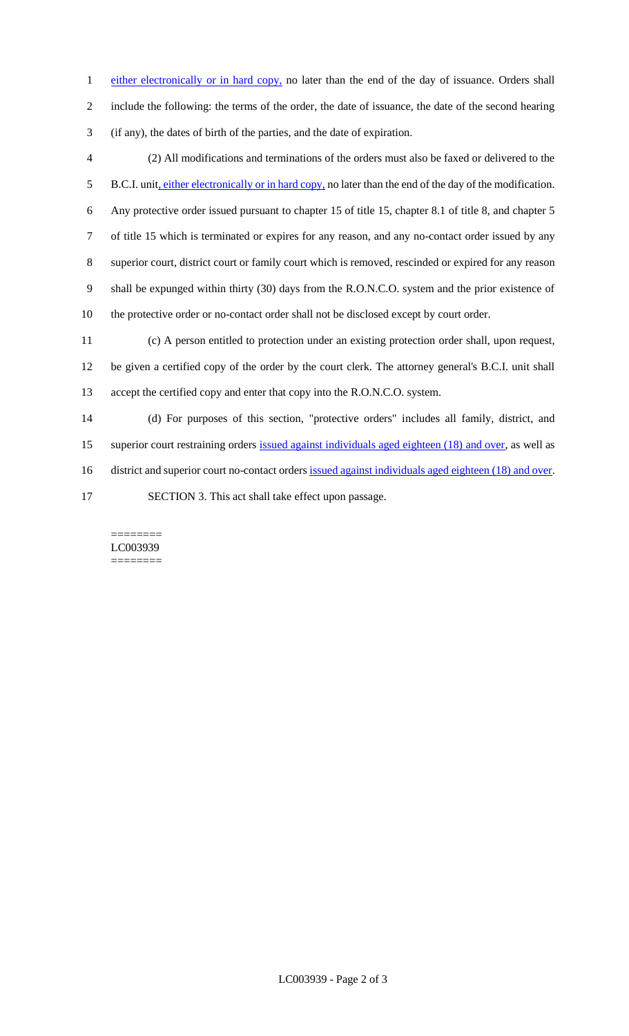either electronically or in hard copy, no later than the end of the day of issuance. Orders shall include the following: the terms of the order, the date of issuance, the date of the second hearing (if any), the dates of birth of the parties, and the date of expiration.

(2) All modifications and terminations of the orders must also be faxed or delivered to the B.C.I. unit, either electronically or in hard copy, no later than the end of the day of the modification. Any protective order issued pursuant to chapter 15 of title 15, chapter 8.1 of title 8, and chapter 5 of title 15 which is terminated or expires for any reason, and any no-contact order issued by any superior court, district court or family court which is removed, rescinded or expired for any reason shall be expunged within thirty (30) days from the R.O.N.C.O. system and the prior existence of the protective order or no-contact order shall not be disclosed except by court order.

(c) A person entitled to protection under an existing protection order shall, upon request, be given a certified copy of the order by the court clerk. The attorney general's B.C.I. unit shall accept the certified copy and enter that copy into the R.O.N.C.O. system.

(d) For purposes of this section, "protective orders" includes all family, district, and superior court restraining orders issued against individuals aged eighteen (18) and over, as well as district and superior court no-contact orders issued against individuals aged eighteen (18) and over.

SECTION 3. This act shall take effect upon passage.

========
LC003939
========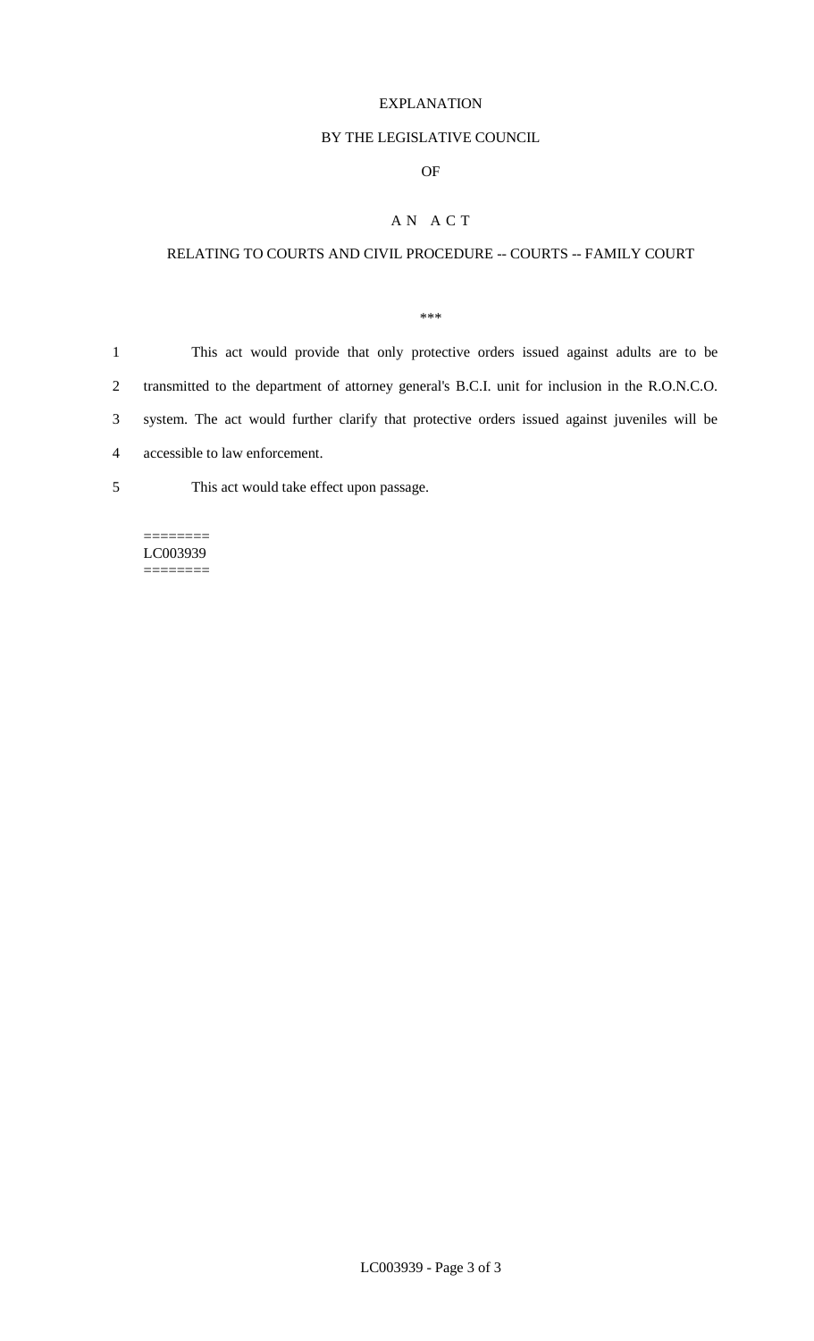EXPLANATION

BY THE LEGISLATIVE COUNCIL

OF

A N A C T

RELATING TO COURTS AND CIVIL PROCEDURE -- COURTS -- FAMILY COURT

\*\*\*

1 This act would provide that only protective orders issued against adults are to be
2 transmitted to the department of attorney general's B.C.I. unit for inclusion in the R.O.N.C.O.
3 system. The act would further clarify that protective orders issued against juveniles will be
4 accessible to law enforcement.

5 This act would take effect upon passage.

========
LC003939
========